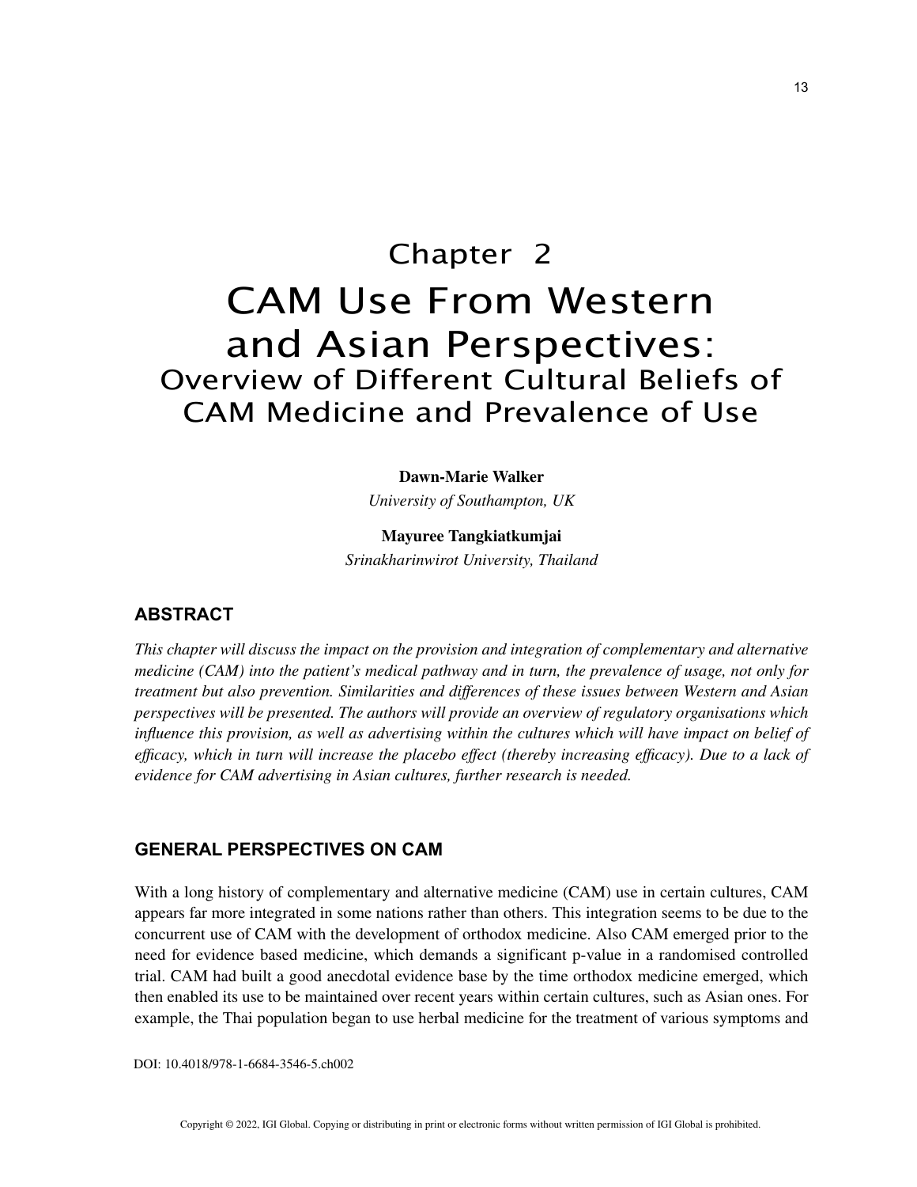# Chapter 2

# CAM Use From Western and Asian Perspectives:

## Overview of Different Cultural Beliefs of CAM Medicine and Prevalence of Use

**Dawn-Marie Walker**
*University of Southampton, UK*

**Mayuree Tangkiatkumjai**
*Srinakharinwirot University, Thailand*

## ABSTRACT

*This chapter will discuss the impact on the provision and integration of complementary and alternative medicine (CAM) into the patient's medical pathway and in turn, the prevalence of usage, not only for treatment but also prevention. Similarities and differences of these issues between Western and Asian perspectives will be presented. The authors will provide an overview of regulatory organisations which influence this provision, as well as advertising within the cultures which will have impact on belief of efficacy, which in turn will increase the placebo effect (thereby increasing efficacy). Due to a lack of evidence for CAM advertising in Asian cultures, further research is needed.*

## GENERAL PERSPECTIVES ON CAM

With a long history of complementary and alternative medicine (CAM) use in certain cultures, CAM appears far more integrated in some nations rather than others. This integration seems to be due to the concurrent use of CAM with the development of orthodox medicine. Also CAM emerged prior to the need for evidence based medicine, which demands a significant p-value in a randomised controlled trial. CAM had built a good anecdotal evidence base by the time orthodox medicine emerged, which then enabled its use to be maintained over recent years within certain cultures, such as Asian ones. For example, the Thai population began to use herbal medicine for the treatment of various symptoms and

DOI: 10.4018/978-1-6684-3546-5.ch002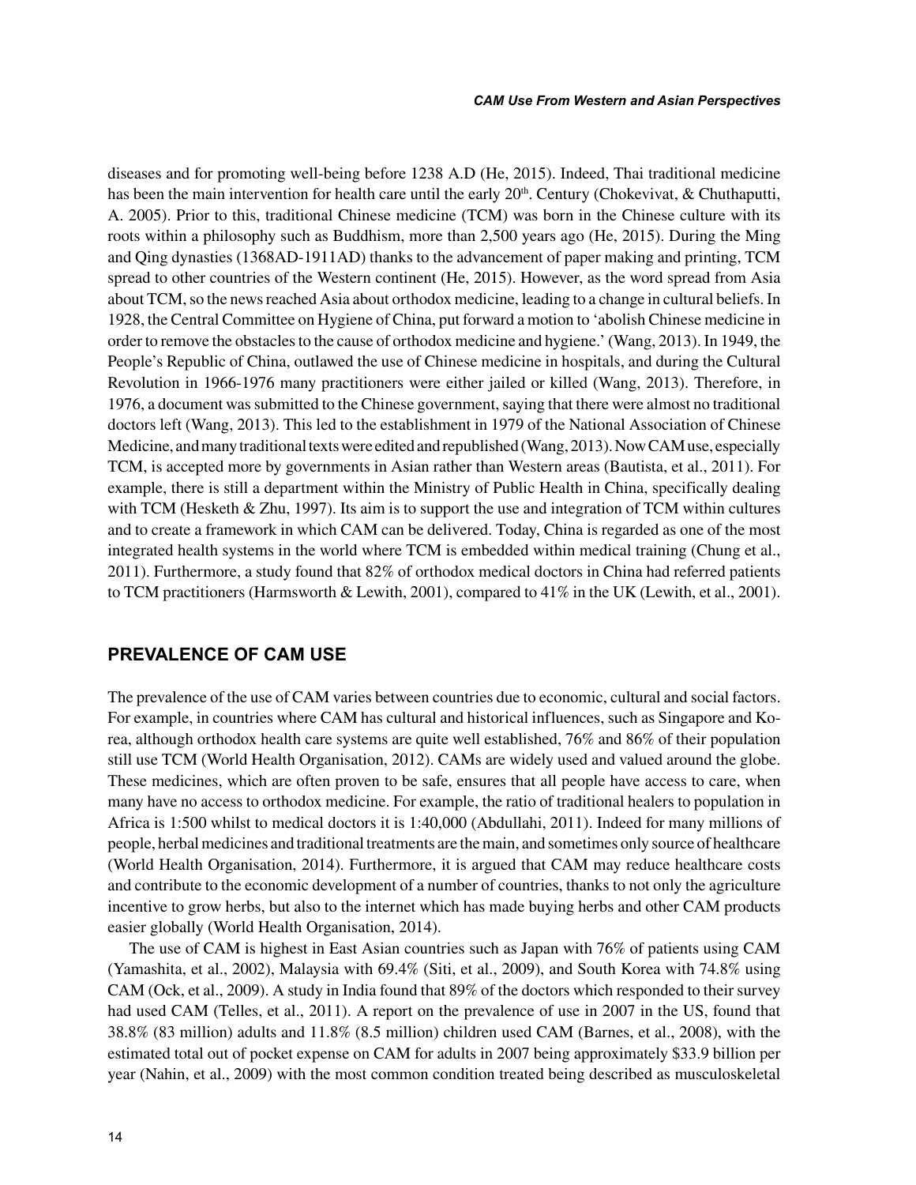diseases and for promoting well-being before 1238 A.D (He, 2015). Indeed, Thai traditional medicine has been the main intervention for health care until the early 20th. Century (Chokevivat, & Chuthaputti, A. 2005). Prior to this, traditional Chinese medicine (TCM) was born in the Chinese culture with its roots within a philosophy such as Buddhism, more than 2,500 years ago (He, 2015). During the Ming and Qing dynasties (1368AD-1911AD) thanks to the advancement of paper making and printing, TCM spread to other countries of the Western continent (He, 2015). However, as the word spread from Asia about TCM, so the news reached Asia about orthodox medicine, leading to a change in cultural beliefs. In 1928, the Central Committee on Hygiene of China, put forward a motion to 'abolish Chinese medicine in order to remove the obstacles to the cause of orthodox medicine and hygiene.' (Wang, 2013). In 1949, the People's Republic of China, outlawed the use of Chinese medicine in hospitals, and during the Cultural Revolution in 1966-1976 many practitioners were either jailed or killed (Wang, 2013). Therefore, in 1976, a document was submitted to the Chinese government, saying that there were almost no traditional doctors left (Wang, 2013). This led to the establishment in 1979 of the National Association of Chinese Medicine, and many traditional texts were edited and republished (Wang, 2013). Now CAM use, especially TCM, is accepted more by governments in Asian rather than Western areas (Bautista, et al., 2011). For example, there is still a department within the Ministry of Public Health in China, specifically dealing with TCM (Hesketh & Zhu, 1997). Its aim is to support the use and integration of TCM within cultures and to create a framework in which CAM can be delivered. Today, China is regarded as one of the most integrated health systems in the world where TCM is embedded within medical training (Chung et al., 2011). Furthermore, a study found that 82% of orthodox medical doctors in China had referred patients to TCM practitioners (Harmsworth & Lewith, 2001), compared to 41% in the UK (Lewith, et al., 2001).

## PREVALENCE OF CAM USE

The prevalence of the use of CAM varies between countries due to economic, cultural and social factors. For example, in countries where CAM has cultural and historical influences, such as Singapore and Korea, although orthodox health care systems are quite well established, 76% and 86% of their population still use TCM (World Health Organisation, 2012). CAMs are widely used and valued around the globe. These medicines, which are often proven to be safe, ensures that all people have access to care, when many have no access to orthodox medicine. For example, the ratio of traditional healers to population in Africa is 1:500 whilst to medical doctors it is 1:40,000 (Abdullahi, 2011). Indeed for many millions of people, herbal medicines and traditional treatments are the main, and sometimes only source of healthcare (World Health Organisation, 2014). Furthermore, it is argued that CAM may reduce healthcare costs and contribute to the economic development of a number of countries, thanks to not only the agriculture incentive to grow herbs, but also to the internet which has made buying herbs and other CAM products easier globally (World Health Organisation, 2014).

The use of CAM is highest in East Asian countries such as Japan with 76% of patients using CAM (Yamashita, et al., 2002), Malaysia with 69.4% (Siti, et al., 2009), and South Korea with 74.8% using CAM (Ock, et al., 2009). A study in India found that 89% of the doctors which responded to their survey had used CAM (Telles, et al., 2011). A report on the prevalence of use in 2007 in the US, found that 38.8% (83 million) adults and 11.8% (8.5 million) children used CAM (Barnes, et al., 2008), with the estimated total out of pocket expense on CAM for adults in 2007 being approximately $33.9 billion per year (Nahin, et al., 2009) with the most common condition treated being described as musculoskeletal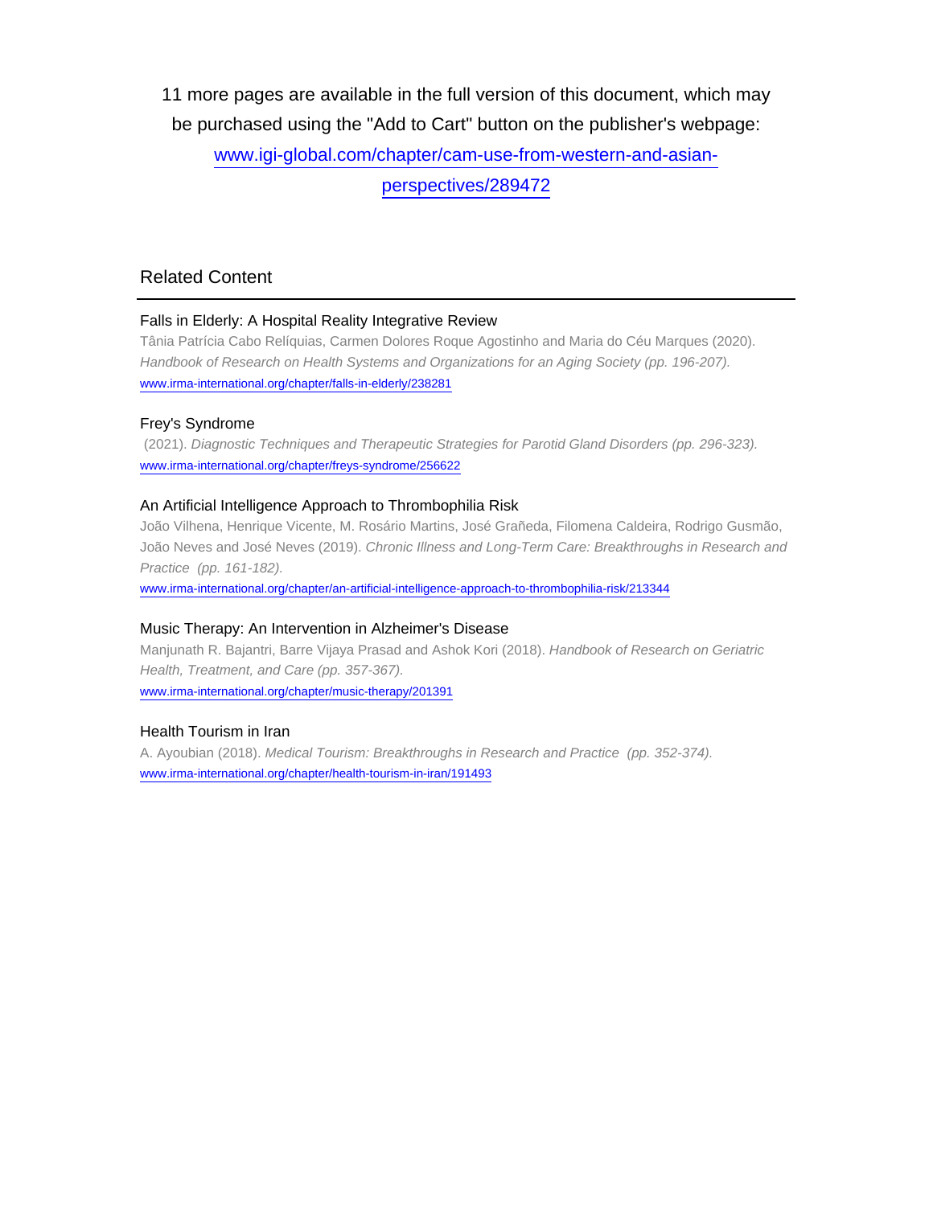11 more pages are available in the full version of this document, which may be purchased using the "Add to Cart" button on the publisher's webpage: [www.igi-global.com/chapter/cam-use-from-western-and-asian-perspectives/289472](www.igi-global.com/chapter/cam-use-from-western-and-asian-perspectives/289472)

## Related Content

**Falls in Elderly: A Hospital Reality Integrative Review**
Tânia Patrícia Cabo Relíquias, Carmen Dolores Roque Agostinho and Maria do Céu Marques (2020). *Handbook of Research on Health Systems and Organizations for an Aging Society (pp. 196-207).*
[www.irma-international.org/chapter/falls-in-elderly/238281](www.irma-international.org/chapter/falls-in-elderly/238281)

**Frey's Syndrome**
(2021). *Diagnostic Techniques and Therapeutic Strategies for Parotid Gland Disorders (pp. 296-323).*
[www.irma-international.org/chapter/freys-syndrome/256622](www.irma-international.org/chapter/freys-syndrome/256622)

**An Artificial Intelligence Approach to Thrombophilia Risk**
João Vilhena, Henrique Vicente, M. Rosário Martins, José Grañeda, Filomena Caldeira, Rodrigo Gusmão, João Neves and José Neves (2019). *Chronic Illness and Long-Term Care: Breakthroughs in Research and Practice (pp. 161-182).*
[www.irma-international.org/chapter/an-artificial-intelligence-approach-to-thrombophilia-risk/213344](www.irma-international.org/chapter/an-artificial-intelligence-approach-to-thrombophilia-risk/213344)

**Music Therapy: An Intervention in Alzheimer's Disease**
Manjunath R. Bajantri, Barre Vijaya Prasad and Ashok Kori (2018). *Handbook of Research on Geriatric Health, Treatment, and Care (pp. 357-367).*
[www.irma-international.org/chapter/music-therapy/201391](www.irma-international.org/chapter/music-therapy/201391)

**Health Tourism in Iran**
A. Ayoubian (2018). *Medical Tourism: Breakthroughs in Research and Practice (pp. 352-374).*
[www.irma-international.org/chapter/health-tourism-in-iran/191493](www.irma-international.org/chapter/health-tourism-in-iran/191493)